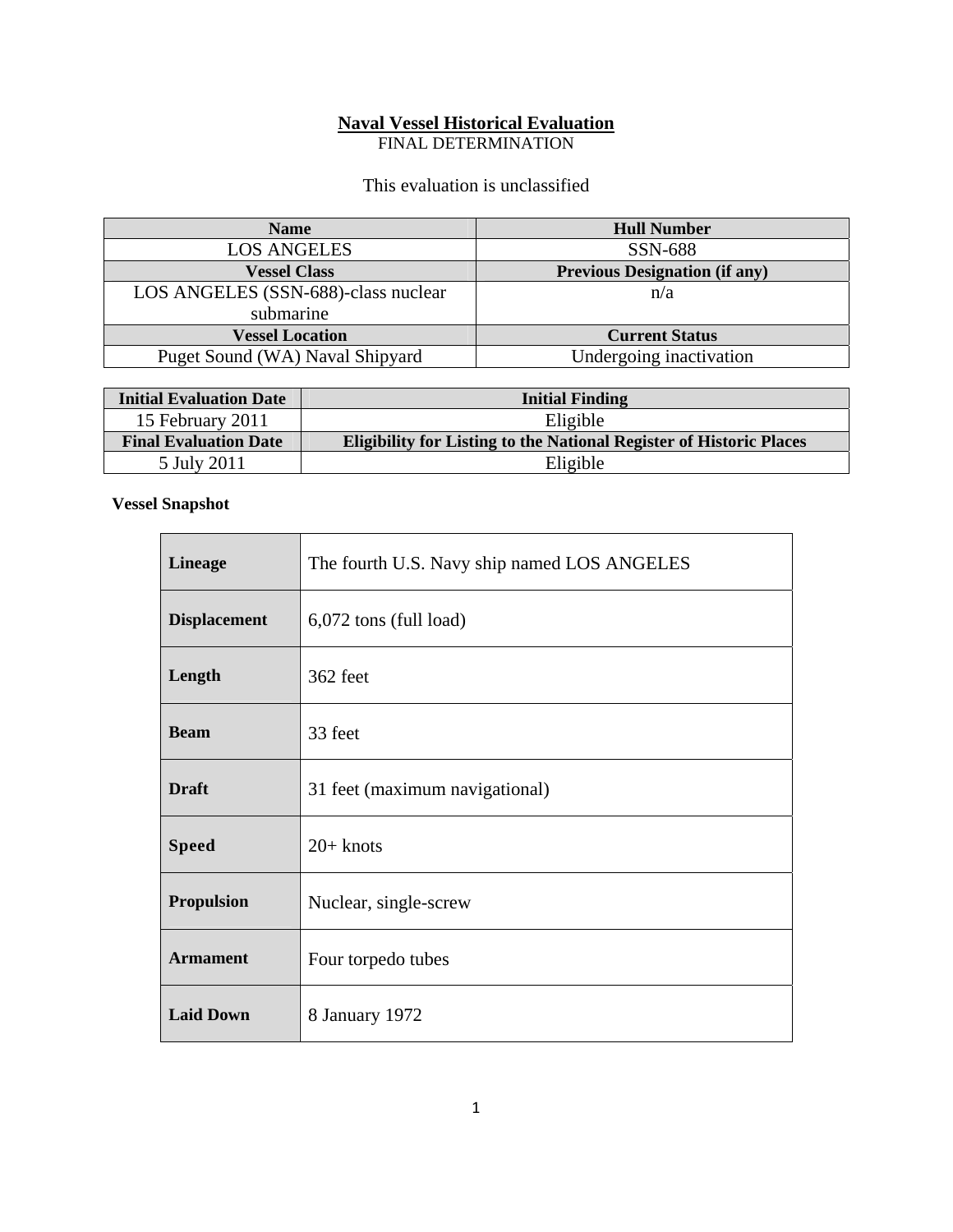# Naval Vessel Historical Evaluation

FINAL DETERMINATION

This evaluation is unclassified

| Name | Hull Number |
|---|---|
| LOS ANGELES | SSN-688 |
| **Vessel Class** | **Previous Designation (if any)** |
| LOS ANGELES (SSN-688)-class nuclear submarine | n/a |
| **Vessel Location** | **Current Status** |
| Puget Sound (WA) Naval Shipyard | Undergoing inactivation |

| Initial Evaluation Date | Initial Finding |
|---|---|
| 15 February 2011 | Eligible |
| **Final Evaluation Date** | **Eligibility for Listing to the National Register of Historic Places** |
| 5 July 2011 | Eligible |

**Vessel Snapshot**

| | |
|---|---|
| **Lineage** | The fourth U.S. Navy ship named LOS ANGELES |
| **Displacement** | 6,072 tons (full load) |
| **Length** | 362 feet |
| **Beam** | 33 feet |
| **Draft** | 31 feet (maximum navigational) |
| **Speed** | 20+ knots |
| **Propulsion** | Nuclear, single-screw |
| **Armament** | Four torpedo tubes |
| **Laid Down** | 8 January 1972 |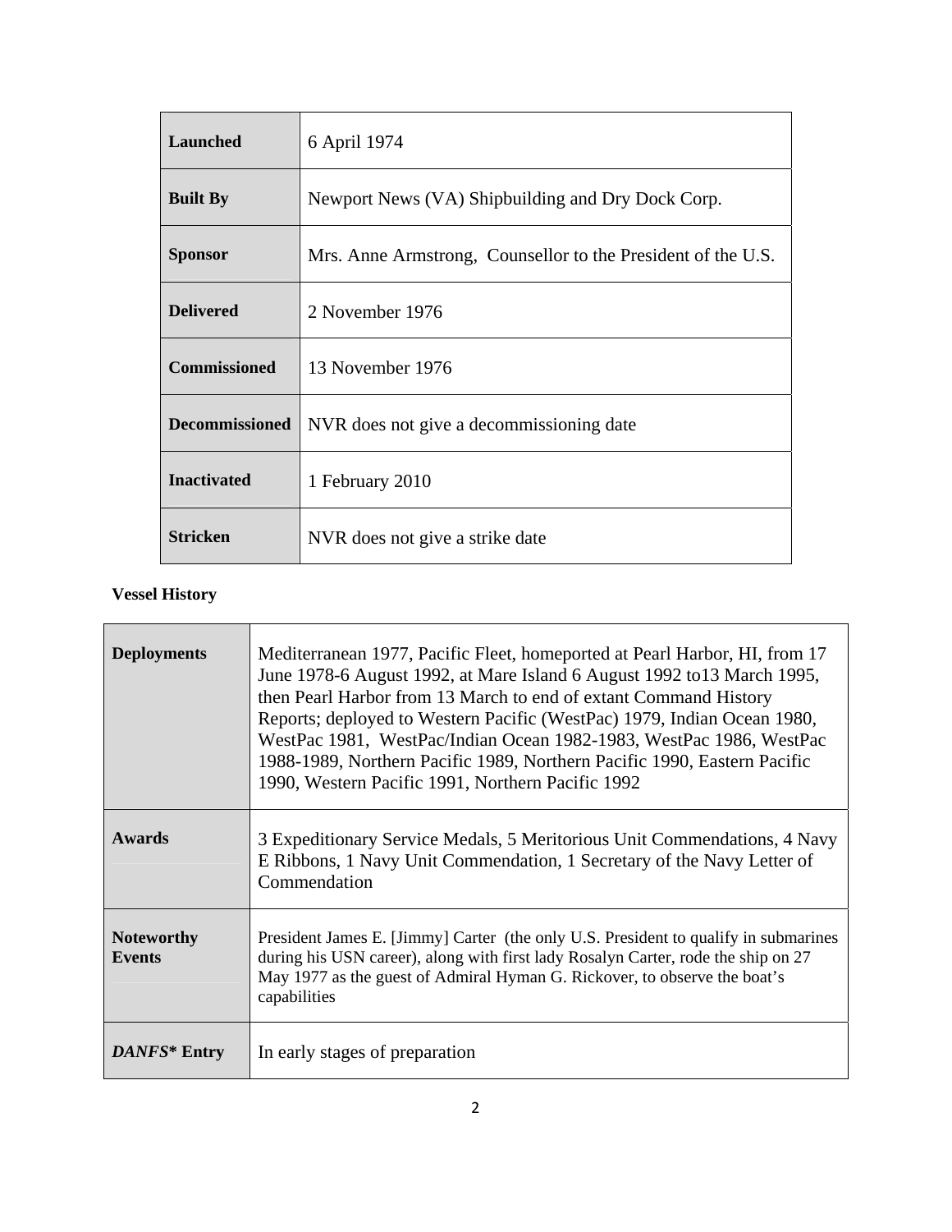| | |
|---|---|
| **Launched** | 6 April 1974 |
| **Built By** | Newport News (VA) Shipbuilding and Dry Dock Corp. |
| **Sponsor** | Mrs. Anne Armstrong, Counsellor to the President of the U.S. |
| **Delivered** | 2 November 1976 |
| **Commissioned** | 13 November 1976 |
| **Decommissioned** | NVR does not give a decommissioning date |
| **Inactivated** | 1 February 2010 |
| **Stricken** | NVR does not give a strike date |

**Vessel History**

| | |
|---|---|
| **Deployments** | Mediterranean 1977, Pacific Fleet, homeported at Pearl Harbor, HI, from 17 June 1978-6 August 1992, at Mare Island 6 August 1992 to13 March 1995, then Pearl Harbor from 13 March to end of extant Command History Reports; deployed to Western Pacific (WestPac) 1979, Indian Ocean 1980, WestPac 1981, WestPac/Indian Ocean 1982-1983, WestPac 1986, WestPac 1988-1989, Northern Pacific 1989, Northern Pacific 1990, Eastern Pacific 1990, Western Pacific 1991, Northern Pacific 1992 |
| **Awards** | 3 Expeditionary Service Medals, 5 Meritorious Unit Commendations, 4 Navy E Ribbons, 1 Navy Unit Commendation, 1 Secretary of the Navy Letter of Commendation |
| **Noteworthy Events** | President James E. [Jimmy] Carter (the only U.S. President to qualify in submarines during his USN career), along with first lady Rosalyn Carter, rode the ship on 27 May 1977 as the guest of Admiral Hyman G. Rickover, to observe the boat's capabilities |
| ***DANFS\** Entry** | In early stages of preparation |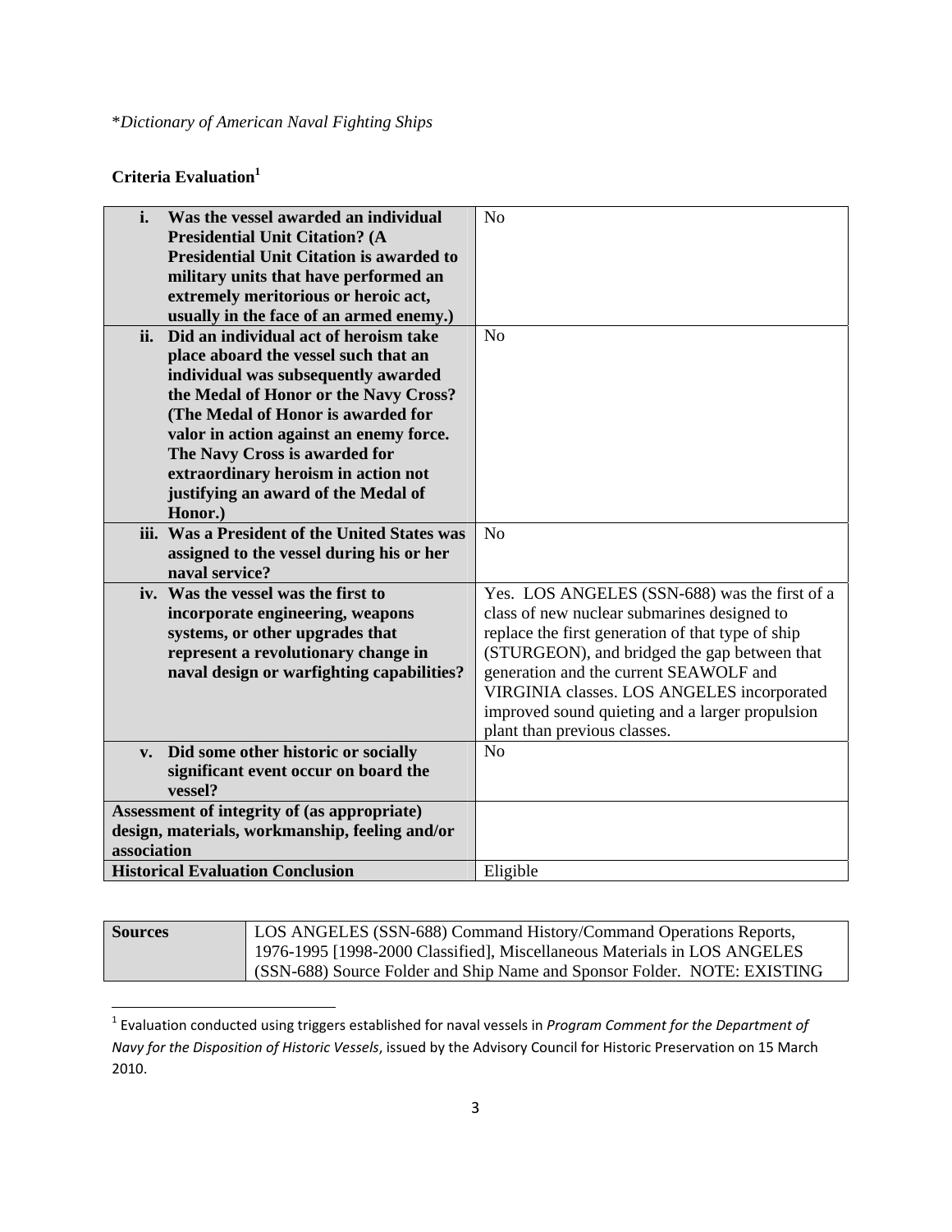*Dictionary of American Naval Fighting Ships*

**Criteria Evaluation**[1]

| | |
|---|---|
| **i. Was the vessel awarded an individual Presidential Unit Citation? (A Presidential Unit Citation is awarded to military units that have performed an extremely meritorious or heroic act, usually in the face of an armed enemy.)** | No |
| **ii. Did an individual act of heroism take place aboard the vessel such that an individual was subsequently awarded the Medal of Honor or the Navy Cross? (The Medal of Honor is awarded for valor in action against an enemy force. The Navy Cross is awarded for extraordinary heroism in action not justifying an award of the Medal of Honor.)** | No |
| **iii. Was a President of the United States was assigned to the vessel during his or her naval service?** | No |
| **iv. Was the vessel was the first to incorporate engineering, weapons systems, or other upgrades that represent a revolutionary change in naval design or warfighting capabilities?** | Yes. LOS ANGELES (SSN-688) was the first of a class of new nuclear submarines designed to replace the first generation of that type of ship (STURGEON), and bridged the gap between that generation and the current SEAWOLF and VIRGINIA classes. LOS ANGELES incorporated improved sound quieting and a larger propulsion plant than previous classes. |
| **v. Did some other historic or socially significant event occur on board the vessel?** | No |
| **Assessment of integrity of (as appropriate) design, materials, workmanship, feeling and/or association** | |
| **Historical Evaluation Conclusion** | Eligible |

| | |
|---|---|
| **Sources** | LOS ANGELES (SSN-688) Command History/Command Operations Reports, 1976-1995 [1998-2000 Classified], Miscellaneous Materials in LOS ANGELES (SSN-688) Source Folder and Ship Name and Sponsor Folder. NOTE: EXISTING |

[1] Evaluation conducted using triggers established for naval vessels in *Program Comment for the Department of Navy for the Disposition of Historic Vessels*, issued by the Advisory Council for Historic Preservation on 15 March 2010.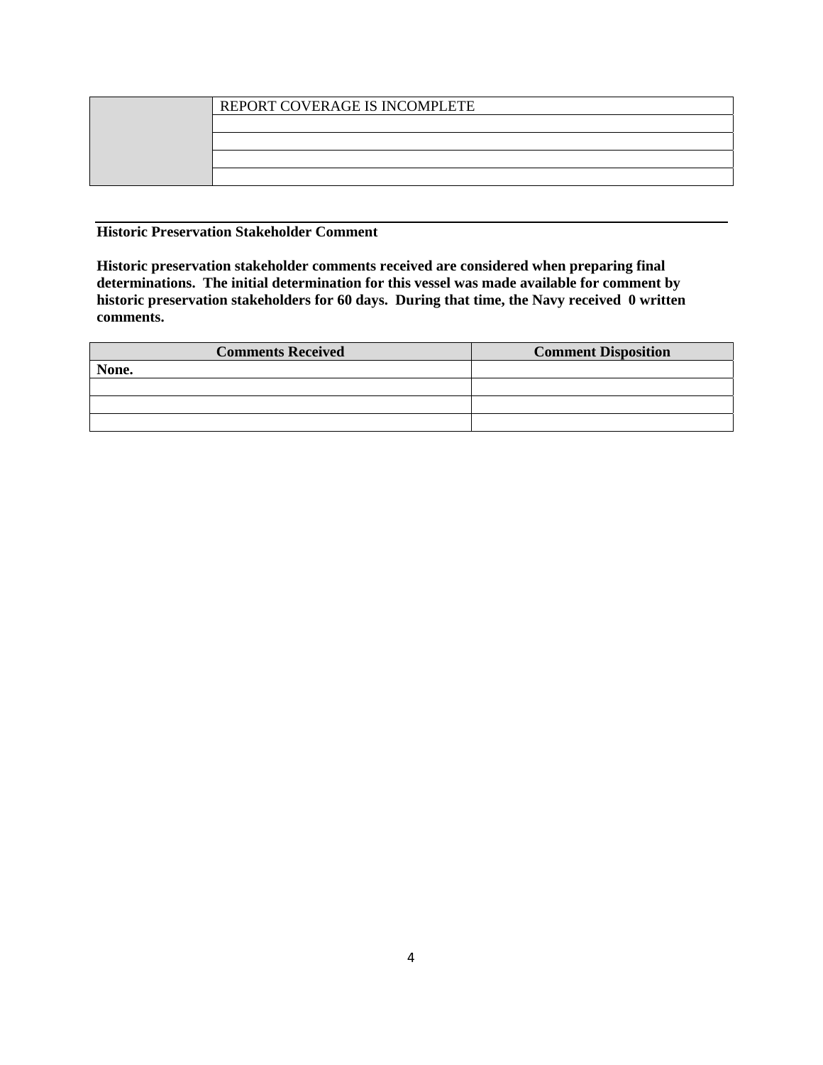| | |
|---|---|
| | REPORT COVERAGE IS INCOMPLETE |
| | |
| | |
| | |
| | |

**Historic Preservation Stakeholder Comment**

**Historic preservation stakeholder comments received are considered when preparing final determinations. The initial determination for this vessel was made available for comment by historic preservation stakeholders for 60 days. During that time, the Navy received 0 written comments.**

| Comments Received | Comment Disposition |
|---|---|
| **None.** | |
| | |
| | |
| | |